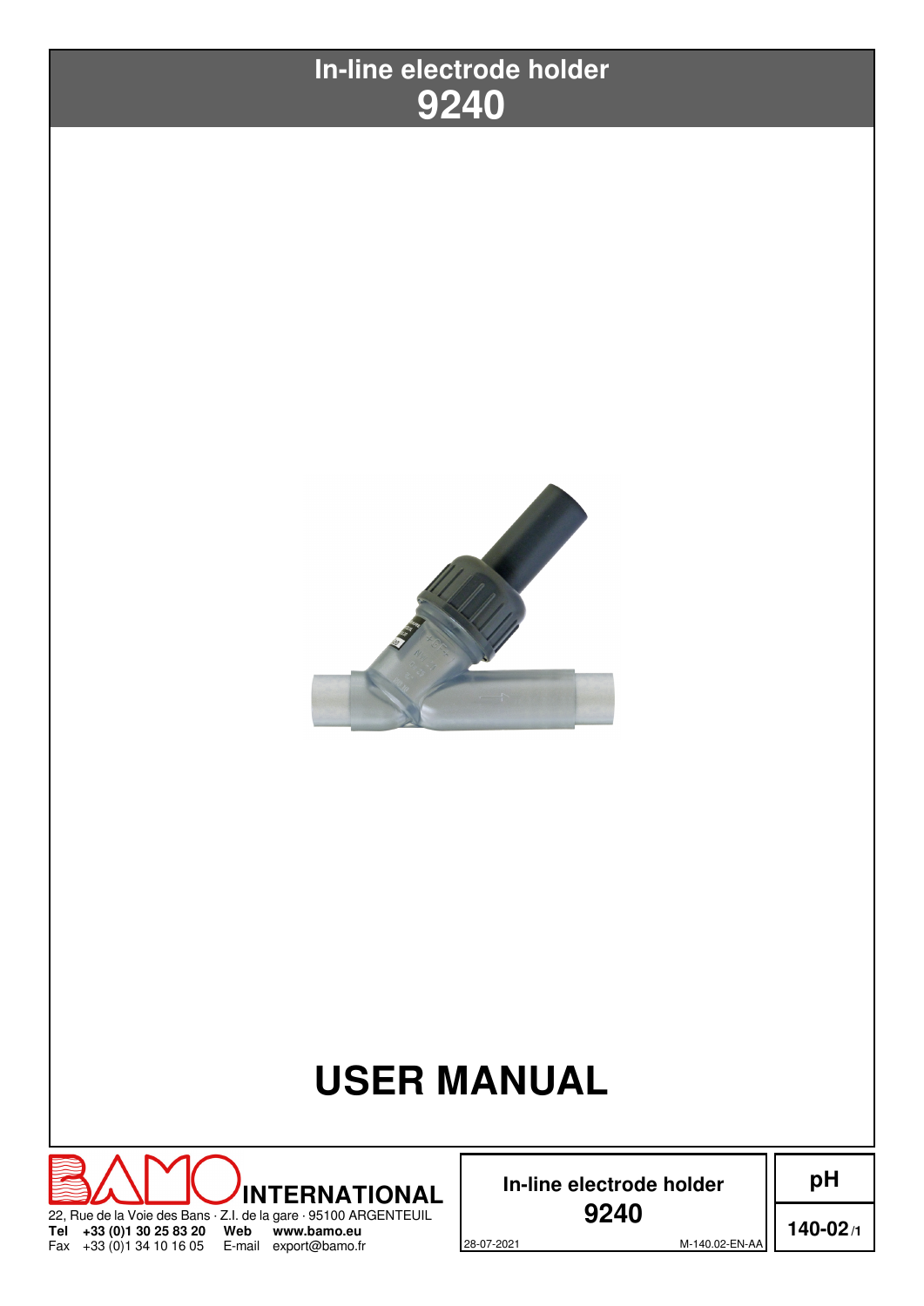# In-line electrode holder
# 9240

# USER MANUAL

**INTERNATIONAL**

22, Rue de la Voie des Bans · Z.I. de la gare · 95100 ARGENTEUIL
**Tel +33 (0)1 30 25 83 20** **Web www.bamo.eu**
Fax +33 (0)1 34 10 16 05 E-mail export@bamo.fr

**In-line electrode holder**
**9240**

28-07-2021 M-140.02-EN-AA

**pH**

**140-02/1**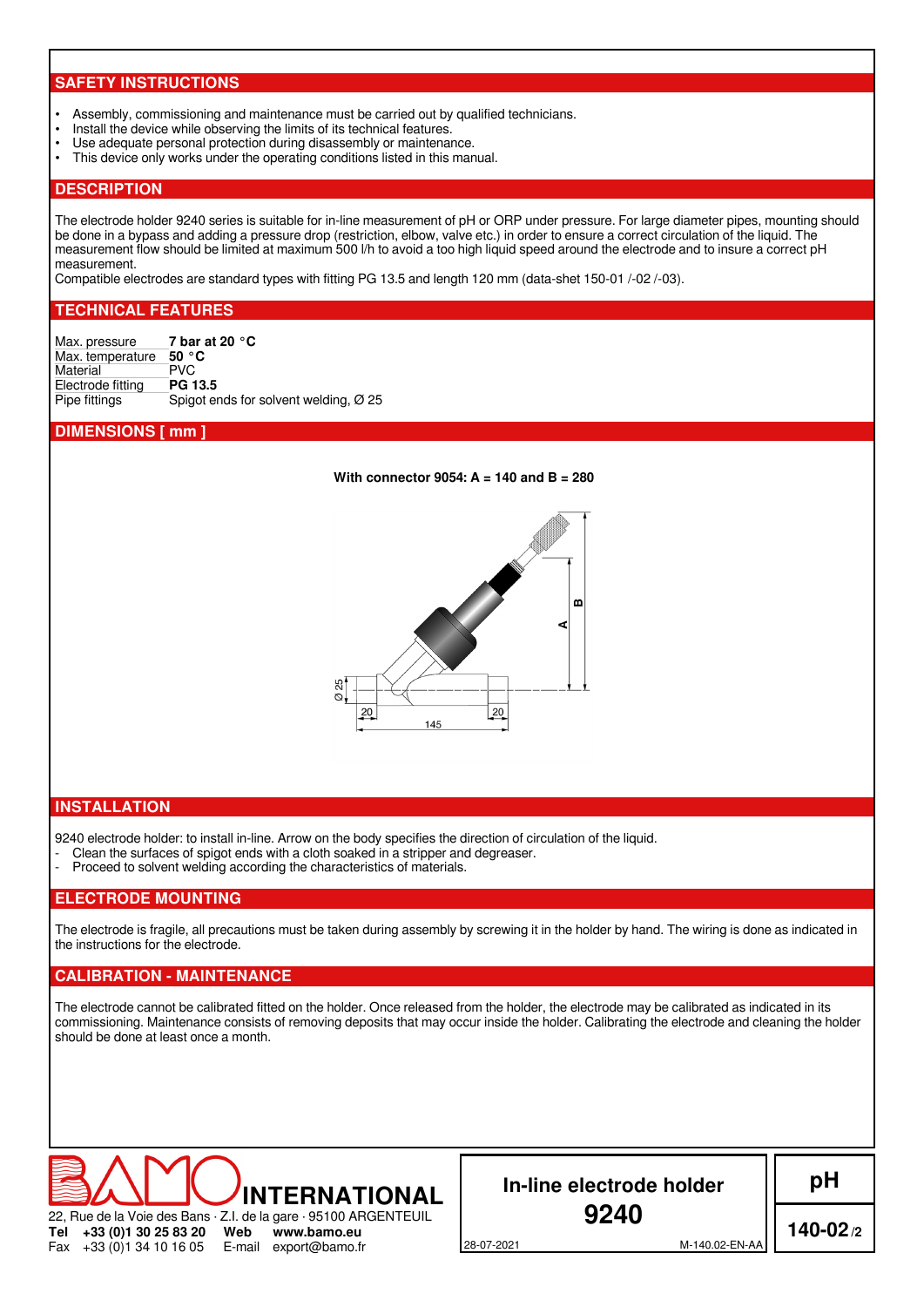## SAFETY INSTRUCTIONS

- Assembly, commissioning and maintenance must be carried out by qualified technicians.
- Install the device while observing the limits of its technical features.
- Use adequate personal protection during disassembly or maintenance.
- This device only works under the operating conditions listed in this manual.

## DESCRIPTION

The electrode holder 9240 series is suitable for in-line measurement of pH or ORP under pressure. For large diameter pipes, mounting should be done in a bypass and adding a pressure drop (restriction, elbow, valve etc.) in order to ensure a correct circulation of the liquid. The measurement flow should be limited at maximum 500 l/h to avoid a too high liquid speed around the electrode and to insure a correct pH measurement.
Compatible electrodes are standard types with fitting PG 13.5 and length 120 mm (data-shet 150-01 /-02 /-03).

## TECHNICAL FEATURES

| | |
|---|---|
| Max. pressure | **7 bar at 20 °C** |
| Max. temperature | **50 °C** |
| Material | PVC |
| Electrode fitting | **PG 13.5** |
| Pipe fittings | Spigot ends for solvent welding, Ø 25 |

## DIMENSIONS [ mm ]

**With connector 9054: A = 140 and B = 280**

B
A
Ø 25
20
20
145

## INSTALLATION

9240 electrode holder: to install in-line. Arrow on the body specifies the direction of circulation of the liquid.
- Clean the surfaces of spigot ends with a cloth soaked in a stripper and degreaser.
- Proceed to solvent welding according the characteristics of materials.

## ELECTRODE MOUNTING

The electrode is fragile, all precautions must be taken during assembly by screwing it in the holder by hand. The wiring is done as indicated in the instructions for the electrode.

## CALIBRATION - MAINTENANCE

The electrode cannot be calibrated fitted on the holder. Once released from the holder, the electrode may be calibrated as indicated in its commissioning. Maintenance consists of removing deposits that may occur inside the holder. Calibrating the electrode and cleaning the holder should be done at least once a month.

BAMO INTERNATIONAL
22, Rue de la Voie des Bans · Z.I. de la gare · 95100 ARGENTEUIL
**Tel +33 (0)1 30 25 83 20 Web www.bamo.eu**
Fax +33 (0)1 34 10 16 05 E-mail export@bamo.fr

**In-line electrode holder**
**9240**
28-07-2021 M-140.02-EN-AA

**pH**
**140-02**/2